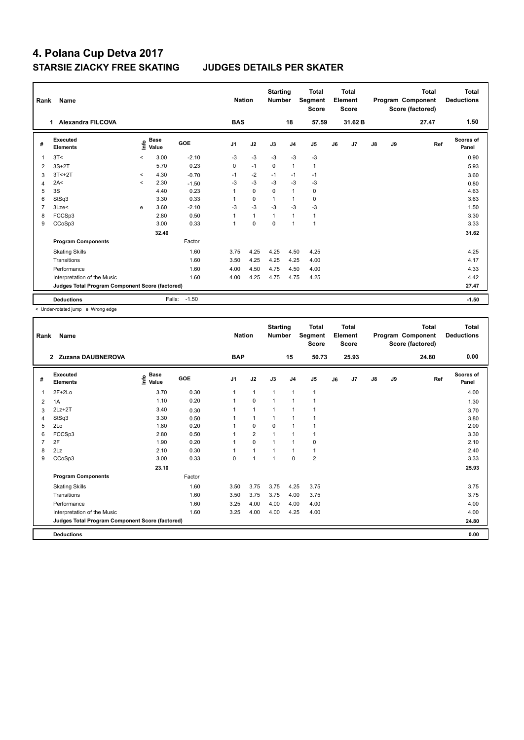# 4. Polana Cup Detva 2017

## STARSIE ZIACKY FREE SKATING JUDGES DETAILS PER SKATER

| Rank | Name | Nation | Starting Number | Total Segment Score | Total Element Score | Total Program Component Score (factored) | Total Deductions |
|---|---|---|---|---|---|---|---|
| 1 | Alexandra FILCOVA | BAS | 18 | 57.59 | 31.62 B | 27.47 | 1.50 |

| # | Executed Elements | Info | Base Value | GOE | J1 | J2 | J3 | J4 | J5 | J6 | J7 | J8 | J9 | Ref | Scores of Panel |
|---|---|---|---|---|---|---|---|---|---|---|---|---|---|---|---|
| 1 | 3T< | < | 3.00 | -2.10 | -3 | -3 | -3 | -3 | -3 | | | | | | 0.90 |
| 2 | 3S+2T | | 5.70 | 0.23 | 0 | -1 | 0 | 1 | 1 | | | | | | 5.93 |
| 3 | 3T<+2T | < | 4.30 | -0.70 | -1 | -2 | -1 | -1 | -1 | | | | | | 3.60 |
| 4 | 2A< | < | 2.30 | -1.50 | -3 | -3 | -3 | -3 | -3 | | | | | | 0.80 |
| 5 | 3S | | 4.40 | 0.23 | 1 | 0 | 0 | 1 | 0 | | | | | | 4.63 |
| 6 | StSq3 | | 3.30 | 0.33 | 1 | 0 | 1 | 1 | 0 | | | | | | 3.63 |
| 7 | 3Lze< | e | 3.60 | -2.10 | -3 | -3 | -3 | -3 | -3 | | | | | | 1.50 |
| 8 | FCCSp3 | | 2.80 | 0.50 | 1 | 1 | 1 | 1 | 1 | | | | | | 3.30 |
| 9 | CCoSp3 | | 3.00 | 0.33 | 1 | 0 | 0 | 1 | 1 | | | | | | 3.33 |
| | | | 32.40 | | | | | | | | | | | | 31.62 |
| | **Program Components** | | | Factor | | | | | | | | | | | |
| | Skating Skills | | | 1.60 | 3.75 | 4.25 | 4.25 | 4.50 | 4.25 | | | | | | 4.25 |
| | Transitions | | | 1.60 | 3.50 | 4.25 | 4.25 | 4.25 | 4.00 | | | | | | 4.17 |
| | Performance | | | 1.60 | 4.00 | 4.50 | 4.75 | 4.50 | 4.00 | | | | | | 4.33 |
| | Interpretation of the Music | | | 1.60 | 4.00 | 4.25 | 4.75 | 4.75 | 4.25 | | | | | | 4.42 |
| | **Judges Total Program Component Score (factored)** | | | | | | | | | | | | | | 27.47 |
| | **Deductions** | | Falls: | -1.50 | | | | | | | | | | | -1.50 |

< Under-rotated jump e Wrong edge

| Rank | Name | Nation | Starting Number | Total Segment Score | Total Element Score | Total Program Component Score (factored) | Total Deductions |
|---|---|---|---|---|---|---|---|
| 2 | Zuzana DAUBNEROVA | BAP | 15 | 50.73 | 25.93 | 24.80 | 0.00 |

| # | Executed Elements | Info | Base Value | GOE | J1 | J2 | J3 | J4 | J5 | J6 | J7 | J8 | J9 | Ref | Scores of Panel |
|---|---|---|---|---|---|---|---|---|---|---|---|---|---|---|---|
| 1 | 2F+2Lo | | 3.70 | 0.30 | 1 | 1 | 1 | 1 | 1 | | | | | | 4.00 |
| 2 | 1A | | 1.10 | 0.20 | 1 | 0 | 1 | 1 | 1 | | | | | | 1.30 |
| 3 | 2Lz+2T | | 3.40 | 0.30 | 1 | 1 | 1 | 1 | 1 | | | | | | 3.70 |
| 4 | StSq3 | | 3.30 | 0.50 | 1 | 1 | 1 | 1 | 1 | | | | | | 3.80 |
| 5 | 2Lo | | 1.80 | 0.20 | 1 | 0 | 0 | 1 | 1 | | | | | | 2.00 |
| 6 | FCCSp3 | | 2.80 | 0.50 | 1 | 2 | 1 | 1 | 1 | | | | | | 3.30 |
| 7 | 2F | | 1.90 | 0.20 | 1 | 0 | 1 | 1 | 0 | | | | | | 2.10 |
| 8 | 2Lz | | 2.10 | 0.30 | 1 | 1 | 1 | 1 | 1 | | | | | | 2.40 |
| 9 | CCoSp3 | | 3.00 | 0.33 | 0 | 1 | 1 | 0 | 2 | | | | | | 3.33 |
| | | | 23.10 | | | | | | | | | | | | 25.93 |
| | **Program Components** | | | Factor | | | | | | | | | | | |
| | Skating Skills | | | 1.60 | 3.50 | 3.75 | 3.75 | 4.25 | 3.75 | | | | | | 3.75 |
| | Transitions | | | 1.60 | 3.50 | 3.75 | 3.75 | 4.00 | 3.75 | | | | | | 3.75 |
| | Performance | | | 1.60 | 3.25 | 4.00 | 4.00 | 4.00 | 4.00 | | | | | | 4.00 |
| | Interpretation of the Music | | | 1.60 | 3.25 | 4.00 | 4.00 | 4.25 | 4.00 | | | | | | 4.00 |
| | **Judges Total Program Component Score (factored)** | | | | | | | | | | | | | | 24.80 |
| | **Deductions** | | | | | | | | | | | | | | 0.00 |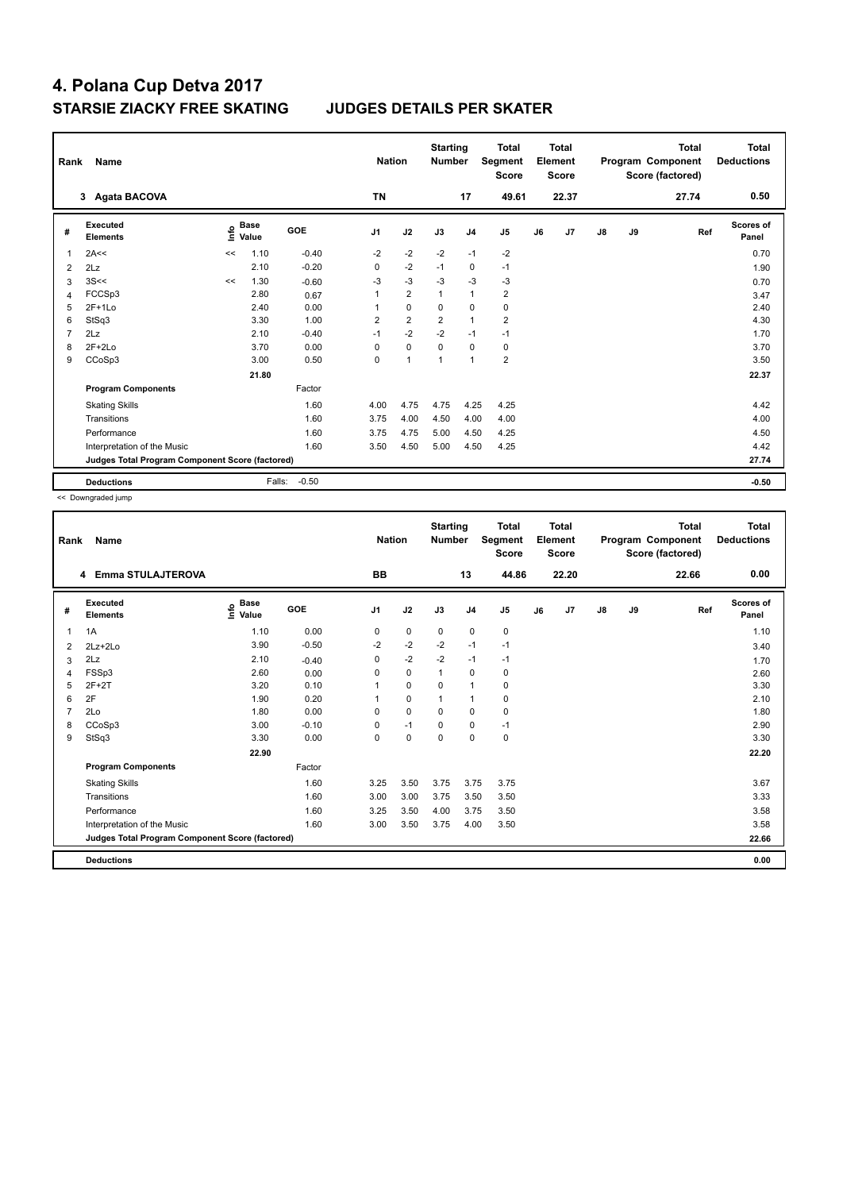# 4. Polana Cup Detva 2017

## STARSIE ZIACKY FREE SKATING JUDGES DETAILS PER SKATER

| Rank | Name | Nation | Starting Number | Total Segment Score | Total Element Score | Total Program Component Score (factored) | Total Deductions |
|---|---|---|---|---|---|---|---|
| 3 | Agata BACOVA | TN | 17 | 49.61 | 22.37 | 27.74 | 0.50 |

| # | Executed Elements | Info | Base Value | GOE | J1 | J2 | J3 | J4 | J5 | J6 | J7 | J8 | J9 | Ref | Scores of Panel |
|---|---|---|---|---|---|---|---|---|---|---|---|---|---|---|---|
| 1 | 2A<< | << | 1.10 | -0.40 | -2 | -2 | -2 | -1 | -2 | | | | | | 0.70 |
| 2 | 2Lz | | 2.10 | -0.20 | 0 | -2 | -1 | 0 | -1 | | | | | | 1.90 |
| 3 | 3S<< | << | 1.30 | -0.60 | -3 | -3 | -3 | -3 | -3 | | | | | | 0.70 |
| 4 | FCCSp3 | | 2.80 | 0.67 | 1 | 2 | 1 | 1 | 2 | | | | | | 3.47 |
| 5 | 2F+1Lo | | 2.40 | 0.00 | 1 | 0 | 0 | 0 | 0 | | | | | | 2.40 |
| 6 | StSq3 | | 3.30 | 1.00 | 2 | 2 | 2 | 1 | 2 | | | | | | 4.30 |
| 7 | 2Lz | | 2.10 | -0.40 | -1 | -2 | -2 | -1 | -1 | | | | | | 1.70 |
| 8 | 2F+2Lo | | 3.70 | 0.00 | 0 | 0 | 0 | 0 | 0 | | | | | | 3.70 |
| 9 | CCoSp3 | | 3.00 | 0.50 | 0 | 1 | 1 | 1 | 2 | | | | | | 3.50 |
| | | | 21.80 | | | | | | | | | | | | 22.37 |
| | **Program Components** | | | Factor | | | | | | | | | | | |
| | Skating Skills | | | 1.60 | 4.00 | 4.75 | 4.75 | 4.25 | 4.25 | | | | | | 4.42 |
| | Transitions | | | 1.60 | 3.75 | 4.00 | 4.50 | 4.00 | 4.00 | | | | | | 4.00 |
| | Performance | | | 1.60 | 3.75 | 4.75 | 5.00 | 4.50 | 4.25 | | | | | | 4.50 |
| | Interpretation of the Music | | | 1.60 | 3.50 | 4.50 | 5.00 | 4.50 | 4.25 | | | | | | 4.42 |
| | **Judges Total Program Component Score (factored)** | | | | | | | | | | | | | | 27.74 |
| | **Deductions** | | Falls: | -0.50 | | | | | | | | | | | -0.50 |

<< Downgraded jump

| Rank | Name | Nation | Starting Number | Total Segment Score | Total Element Score | Total Program Component Score (factored) | Total Deductions |
|---|---|---|---|---|---|---|---|
| 4 | Emma STULAJTEROVA | BB | 13 | 44.86 | 22.20 | 22.66 | 0.00 |

| # | Executed Elements | Info | Base Value | GOE | J1 | J2 | J3 | J4 | J5 | J6 | J7 | J8 | J9 | Ref | Scores of Panel |
|---|---|---|---|---|---|---|---|---|---|---|---|---|---|---|---|
| 1 | 1A | | 1.10 | 0.00 | 0 | 0 | 0 | 0 | 0 | | | | | | 1.10 |
| 2 | 2Lz+2Lo | | 3.90 | -0.50 | -2 | -2 | -2 | -1 | -1 | | | | | | 3.40 |
| 3 | 2Lz | | 2.10 | -0.40 | 0 | -2 | -2 | -1 | -1 | | | | | | 1.70 |
| 4 | FSSp3 | | 2.60 | 0.00 | 0 | 0 | 1 | 0 | 0 | | | | | | 2.60 |
| 5 | 2F+2T | | 3.20 | 0.10 | 1 | 0 | 0 | 1 | 0 | | | | | | 3.30 |
| 6 | 2F | | 1.90 | 0.20 | 1 | 0 | 1 | 1 | 0 | | | | | | 2.10 |
| 7 | 2Lo | | 1.80 | 0.00 | 0 | 0 | 0 | 0 | 0 | | | | | | 1.80 |
| 8 | CCoSp3 | | 3.00 | -0.10 | 0 | -1 | 0 | 0 | -1 | | | | | | 2.90 |
| 9 | StSq3 | | 3.30 | 0.00 | 0 | 0 | 0 | 0 | 0 | | | | | | 3.30 |
| | | | 22.90 | | | | | | | | | | | | 22.20 |
| | **Program Components** | | | Factor | | | | | | | | | | | |
| | Skating Skills | | | 1.60 | 3.25 | 3.50 | 3.75 | 3.75 | 3.75 | | | | | | 3.67 |
| | Transitions | | | 1.60 | 3.00 | 3.00 | 3.75 | 3.50 | 3.50 | | | | | | 3.33 |
| | Performance | | | 1.60 | 3.25 | 3.50 | 4.00 | 3.75 | 3.50 | | | | | | 3.58 |
| | Interpretation of the Music | | | 1.60 | 3.00 | 3.50 | 3.75 | 4.00 | 3.50 | | | | | | 3.58 |
| | **Judges Total Program Component Score (factored)** | | | | | | | | | | | | | | 22.66 |
| | **Deductions** | | | | | | | | | | | | | | 0.00 |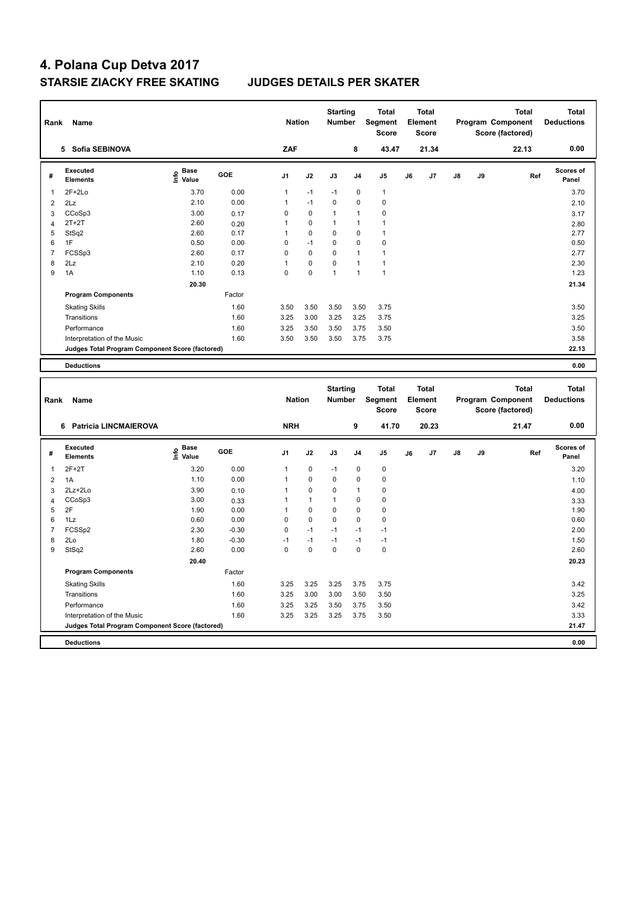# 4. Polana Cup Detva 2017

## STARSIE ZIACKY FREE SKATING JUDGES DETAILS PER SKATER

| Rank | Name | Nation | Starting Number | Total Segment Score | Total Element Score | Total Program Component Score (factored) | Total Deductions |
|---|---|---|---|---|---|---|---|
| 5 | Sofia SEBINOVA | ZAF | 8 | 43.47 | 21.34 | 22.13 | 0.00 |

| # | Executed Elements | Info | Base Value | GOE | J1 | J2 | J3 | J4 | J5 | J6 | J7 | J8 | J9 | Ref | Scores of Panel |
|---|---|---|---|---|---|---|---|---|---|---|---|---|---|---|---|
| 1 | 2F+2Lo | | 3.70 | 0.00 | 1 | -1 | -1 | 0 | 1 | | | | | | 3.70 |
| 2 | 2Lz | | 2.10 | 0.00 | 1 | -1 | 0 | 0 | 0 | | | | | | 2.10 |
| 3 | CCoSp3 | | 3.00 | 0.17 | 0 | 0 | 1 | 1 | 0 | | | | | | 3.17 |
| 4 | 2T+2T | | 2.60 | 0.20 | 1 | 0 | 1 | 1 | 1 | | | | | | 2.80 |
| 5 | StSq2 | | 2.60 | 0.17 | 1 | 0 | 0 | 0 | 1 | | | | | | 2.77 |
| 6 | 1F | | 0.50 | 0.00 | 0 | -1 | 0 | 0 | 0 | | | | | | 0.50 |
| 7 | FCSSp3 | | 2.60 | 0.17 | 0 | 0 | 0 | 1 | 1 | | | | | | 2.77 |
| 8 | 2Lz | | 2.10 | 0.20 | 1 | 0 | 0 | 1 | 1 | | | | | | 2.30 |
| 9 | 1A | | 1.10 | 0.13 | 0 | 0 | 1 | 1 | 1 | | | | | | 1.23 |
| | | | 20.30 | | | | | | | | | | | | 21.34 |
| | **Program Components** | | | Factor | | | | | | | | | | | |
| | Skating Skills | | | 1.60 | 3.50 | 3.50 | 3.50 | 3.50 | 3.75 | | | | | | 3.50 |
| | Transitions | | | 1.60 | 3.25 | 3.00 | 3.25 | 3.25 | 3.75 | | | | | | 3.25 |
| | Performance | | | 1.60 | 3.25 | 3.50 | 3.50 | 3.75 | 3.50 | | | | | | 3.50 |
| | Interpretation of the Music | | | 1.60 | 3.50 | 3.50 | 3.50 | 3.75 | 3.75 | | | | | | 3.58 |
| | **Judges Total Program Component Score (factored)** | | | | | | | | | | | | | | 22.13 |
| | **Deductions** | | | | | | | | | | | | | | 0.00 |

| Rank | Name | Nation | Starting Number | Total Segment Score | Total Element Score | Total Program Component Score (factored) | Total Deductions |
|---|---|---|---|---|---|---|---|
| 6 | Patricia LINCMAIEROVA | NRH | 9 | 41.70 | 20.23 | 21.47 | 0.00 |

| # | Executed Elements | Info | Base Value | GOE | J1 | J2 | J3 | J4 | J5 | J6 | J7 | J8 | J9 | Ref | Scores of Panel |
|---|---|---|---|---|---|---|---|---|---|---|---|---|---|---|---|
| 1 | 2F+2T | | 3.20 | 0.00 | 1 | 0 | -1 | 0 | 0 | | | | | | 3.20 |
| 2 | 1A | | 1.10 | 0.00 | 1 | 0 | 0 | 0 | 0 | | | | | | 1.10 |
| 3 | 2Lz+2Lo | | 3.90 | 0.10 | 1 | 0 | 0 | 1 | 0 | | | | | | 4.00 |
| 4 | CCoSp3 | | 3.00 | 0.33 | 1 | 1 | 1 | 0 | 0 | | | | | | 3.33 |
| 5 | 2F | | 1.90 | 0.00 | 1 | 0 | 0 | 0 | 0 | | | | | | 1.90 |
| 6 | 1Lz | | 0.60 | 0.00 | 0 | 0 | 0 | 0 | 0 | | | | | | 0.60 |
| 7 | FCSSp2 | | 2.30 | -0.30 | 0 | -1 | -1 | -1 | -1 | | | | | | 2.00 |
| 8 | 2Lo | | 1.80 | -0.30 | -1 | -1 | -1 | -1 | -1 | | | | | | 1.50 |
| 9 | StSq2 | | 2.60 | 0.00 | 0 | 0 | 0 | 0 | 0 | | | | | | 2.60 |
| | | | 20.40 | | | | | | | | | | | | 20.23 |
| | **Program Components** | | | Factor | | | | | | | | | | | |
| | Skating Skills | | | 1.60 | 3.25 | 3.25 | 3.25 | 3.75 | 3.75 | | | | | | 3.42 |
| | Transitions | | | 1.60 | 3.25 | 3.00 | 3.00 | 3.50 | 3.50 | | | | | | 3.25 |
| | Performance | | | 1.60 | 3.25 | 3.25 | 3.50 | 3.75 | 3.50 | | | | | | 3.42 |
| | Interpretation of the Music | | | 1.60 | 3.25 | 3.25 | 3.25 | 3.75 | 3.50 | | | | | | 3.33 |
| | **Judges Total Program Component Score (factored)** | | | | | | | | | | | | | | 21.47 |
| | **Deductions** | | | | | | | | | | | | | | 0.00 |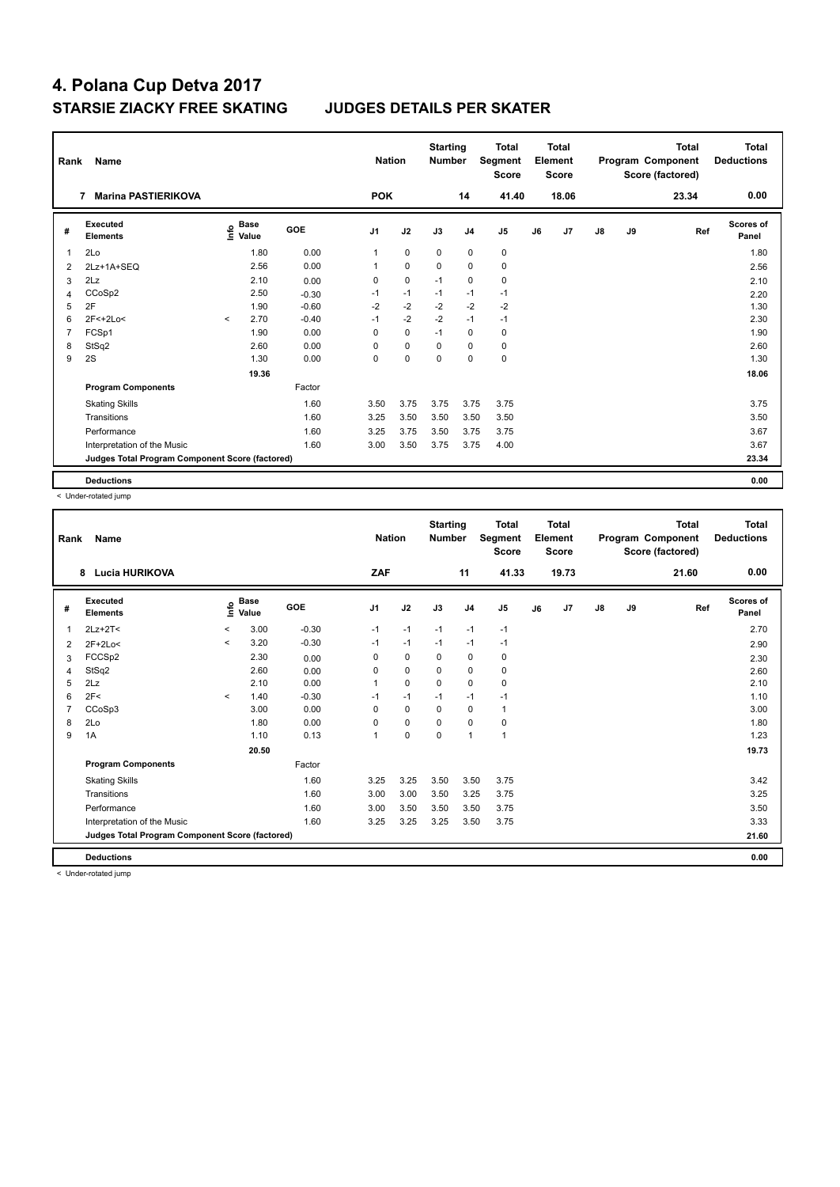# 4. Polana Cup Detva 2017

## STARSIE ZIACKY FREE SKATING JUDGES DETAILS PER SKATER

| Rank | Name | Nation | Starting Number | Total Segment Score | Total Element Score | Total Program Component Score (factored) | Total Deductions |
|---|---|---|---|---|---|---|---|
| 7 | Marina PASTIERIKOVA | POK | 14 | 41.40 | 18.06 | 23.34 | 0.00 |

| # | Executed Elements | Info | Base Value | GOE | J1 | J2 | J3 | J4 | J5 | J6 | J7 | J8 | J9 | Ref | Scores of Panel |
|---|---|---|---|---|---|---|---|---|---|---|---|---|---|---|---|
| 1 | 2Lo | | 1.80 | 0.00 | 1 | 0 | 0 | 0 | 0 | | | | | | 1.80 |
| 2 | 2Lz+1A+SEQ | | 2.56 | 0.00 | 1 | 0 | 0 | 0 | 0 | | | | | | 2.56 |
| 3 | 2Lz | | 2.10 | 0.00 | 0 | 0 | -1 | 0 | 0 | | | | | | 2.10 |
| 4 | CCoSp2 | | 2.50 | -0.30 | -1 | -1 | -1 | -1 | -1 | | | | | | 2.20 |
| 5 | 2F | | 1.90 | -0.60 | -2 | -2 | -2 | -2 | -2 | | | | | | 1.30 |
| 6 | 2F<+2Lo< | < | 2.70 | -0.40 | -1 | -2 | -2 | -1 | -1 | | | | | | 2.30 |
| 7 | FCSp1 | | 1.90 | 0.00 | 0 | 0 | -1 | 0 | 0 | | | | | | 1.90 |
| 8 | StSq2 | | 2.60 | 0.00 | 0 | 0 | 0 | 0 | 0 | | | | | | 2.60 |
| 9 | 2S | | 1.30 | 0.00 | 0 | 0 | 0 | 0 | 0 | | | | | | 1.30 |
| | | | 19.36 | | | | | | | | | | | | 18.06 |
| | **Program Components** | | | Factor | | | | | | | | | | | |
| | Skating Skills | | | 1.60 | 3.50 | 3.75 | 3.75 | 3.75 | 3.75 | | | | | | 3.75 |
| | Transitions | | | 1.60 | 3.25 | 3.50 | 3.50 | 3.50 | 3.50 | | | | | | 3.50 |
| | Performance | | | 1.60 | 3.25 | 3.75 | 3.50 | 3.75 | 3.75 | | | | | | 3.67 |
| | Interpretation of the Music | | | 1.60 | 3.00 | 3.50 | 3.75 | 3.75 | 4.00 | | | | | | 3.67 |
| | **Judges Total Program Component Score (factored)** | | | | | | | | | | | | | | 23.34 |
| | **Deductions** | | | | | | | | | | | | | | 0.00 |

< Under-rotated jump

| Rank | Name | Nation | Starting Number | Total Segment Score | Total Element Score | Total Program Component Score (factored) | Total Deductions |
|---|---|---|---|---|---|---|---|
| 8 | Lucia HURIKOVA | ZAF | 11 | 41.33 | 19.73 | 21.60 | 0.00 |

| # | Executed Elements | Info | Base Value | GOE | J1 | J2 | J3 | J4 | J5 | J6 | J7 | J8 | J9 | Ref | Scores of Panel |
|---|---|---|---|---|---|---|---|---|---|---|---|---|---|---|---|
| 1 | 2Lz+2T< | < | 3.00 | -0.30 | -1 | -1 | -1 | -1 | -1 | | | | | | 2.70 |
| 2 | 2F+2Lo< | < | 3.20 | -0.30 | -1 | -1 | -1 | -1 | -1 | | | | | | 2.90 |
| 3 | FCCSp2 | | 2.30 | 0.00 | 0 | 0 | 0 | 0 | 0 | | | | | | 2.30 |
| 4 | StSq2 | | 2.60 | 0.00 | 0 | 0 | 0 | 0 | 0 | | | | | | 2.60 |
| 5 | 2Lz | | 2.10 | 0.00 | 1 | 0 | 0 | 0 | 0 | | | | | | 2.10 |
| 6 | 2F< | < | 1.40 | -0.30 | -1 | -1 | -1 | -1 | -1 | | | | | | 1.10 |
| 7 | CCoSp3 | | 3.00 | 0.00 | 0 | 0 | 0 | 0 | 1 | | | | | | 3.00 |
| 8 | 2Lo | | 1.80 | 0.00 | 0 | 0 | 0 | 0 | 0 | | | | | | 1.80 |
| 9 | 1A | | 1.10 | 0.13 | 1 | 0 | 0 | 1 | 1 | | | | | | 1.23 |
| | | | 20.50 | | | | | | | | | | | | 19.73 |
| | **Program Components** | | | Factor | | | | | | | | | | | |
| | Skating Skills | | | 1.60 | 3.25 | 3.25 | 3.50 | 3.50 | 3.75 | | | | | | 3.42 |
| | Transitions | | | 1.60 | 3.00 | 3.00 | 3.50 | 3.25 | 3.75 | | | | | | 3.25 |
| | Performance | | | 1.60 | 3.00 | 3.50 | 3.50 | 3.50 | 3.75 | | | | | | 3.50 |
| | Interpretation of the Music | | | 1.60 | 3.25 | 3.25 | 3.25 | 3.50 | 3.75 | | | | | | 3.33 |
| | **Judges Total Program Component Score (factored)** | | | | | | | | | | | | | | 21.60 |
| | **Deductions** | | | | | | | | | | | | | | 0.00 |

< Under-rotated jump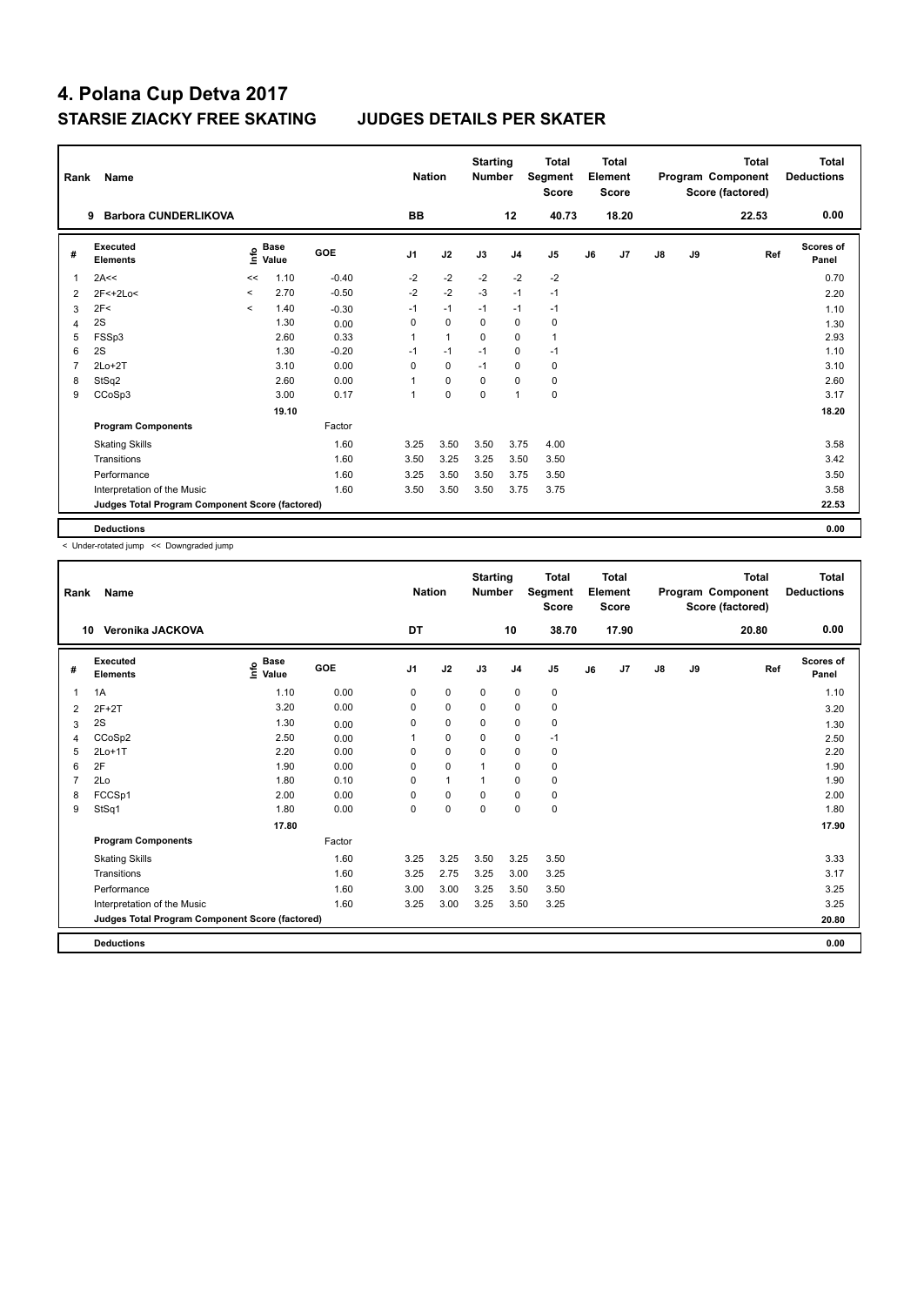# 4. Polana Cup Detva 2017

## STARSIE ZIACKY FREE SKATING JUDGES DETAILS PER SKATER

| Rank | Name | Nation | Starting Number | Total Segment Score | Total Element Score | Total Program Component Score (factored) | Total Deductions |
|---|---|---|---|---|---|---|---|
| 9 | Barbora CUNDERLIKOVA | BB | 12 | 40.73 | 18.20 | 22.53 | 0.00 |

| # | Executed Elements | Info | Base Value | GOE | J1 | J2 | J3 | J4 | J5 | J6 | J7 | J8 | J9 | Ref | Scores of Panel |
|---|---|---|---|---|---|---|---|---|---|---|---|---|---|---|---|
| 1 | 2A<< | << | 1.10 | -0.40 | -2 | -2 | -2 | -2 | -2 | | | | | | 0.70 |
| 2 | 2F<+2Lo< | < | 2.70 | -0.50 | -2 | -2 | -3 | -1 | -1 | | | | | | 2.20 |
| 3 | 2F< | < | 1.40 | -0.30 | -1 | -1 | -1 | -1 | -1 | | | | | | 1.10 |
| 4 | 2S | | 1.30 | 0.00 | 0 | 0 | 0 | 0 | 0 | | | | | | 1.30 |
| 5 | FSSp3 | | 2.60 | 0.33 | 1 | 1 | 0 | 0 | 1 | | | | | | 2.93 |
| 6 | 2S | | 1.30 | -0.20 | -1 | -1 | -1 | 0 | -1 | | | | | | 1.10 |
| 7 | 2Lo+2T | | 3.10 | 0.00 | 0 | 0 | -1 | 0 | 0 | | | | | | 3.10 |
| 8 | StSq2 | | 2.60 | 0.00 | 1 | 0 | 0 | 0 | 0 | | | | | | 2.60 |
| 9 | CCoSp3 | | 3.00 | 0.17 | 1 | 0 | 0 | 1 | 0 | | | | | | 3.17 |
| | | | 19.10 | | | | | | | | | | | | 18.20 |
| | **Program Components** | | | Factor | | | | | | | | | | | |
| | Skating Skills | | | 1.60 | 3.25 | 3.50 | 3.50 | 3.75 | 4.00 | | | | | | 3.58 |
| | Transitions | | | 1.60 | 3.50 | 3.25 | 3.25 | 3.50 | 3.50 | | | | | | 3.42 |
| | Performance | | | 1.60 | 3.25 | 3.50 | 3.50 | 3.75 | 3.50 | | | | | | 3.50 |
| | Interpretation of the Music | | | 1.60 | 3.50 | 3.50 | 3.50 | 3.75 | 3.75 | | | | | | 3.58 |
| | **Judges Total Program Component Score (factored)** | | | | | | | | | | | | | | 22.53 |
| | **Deductions** | | | | | | | | | | | | | | 0.00 |

< Under-rotated jump << Downgraded jump

| Rank | Name | Nation | Starting Number | Total Segment Score | Total Element Score | Total Program Component Score (factored) | Total Deductions |
|---|---|---|---|---|---|---|---|
| 10 | Veronika JACKOVA | DT | 10 | 38.70 | 17.90 | 20.80 | 0.00 |

| # | Executed Elements | Info | Base Value | GOE | J1 | J2 | J3 | J4 | J5 | J6 | J7 | J8 | J9 | Ref | Scores of Panel |
|---|---|---|---|---|---|---|---|---|---|---|---|---|---|---|---|
| 1 | 1A | | 1.10 | 0.00 | 0 | 0 | 0 | 0 | 0 | | | | | | 1.10 |
| 2 | 2F+2T | | 3.20 | 0.00 | 0 | 0 | 0 | 0 | 0 | | | | | | 3.20 |
| 3 | 2S | | 1.30 | 0.00 | 0 | 0 | 0 | 0 | 0 | | | | | | 1.30 |
| 4 | CCoSp2 | | 2.50 | 0.00 | 1 | 0 | 0 | 0 | -1 | | | | | | 2.50 |
| 5 | 2Lo+1T | | 2.20 | 0.00 | 0 | 0 | 0 | 0 | 0 | | | | | | 2.20 |
| 6 | 2F | | 1.90 | 0.00 | 0 | 0 | 1 | 0 | 0 | | | | | | 1.90 |
| 7 | 2Lo | | 1.80 | 0.10 | 0 | 1 | 1 | 0 | 0 | | | | | | 1.90 |
| 8 | FCCSp1 | | 2.00 | 0.00 | 0 | 0 | 0 | 0 | 0 | | | | | | 2.00 |
| 9 | StSq1 | | 1.80 | 0.00 | 0 | 0 | 0 | 0 | 0 | | | | | | 1.80 |
| | | | 17.80 | | | | | | | | | | | | 17.90 |
| | **Program Components** | | | Factor | | | | | | | | | | | |
| | Skating Skills | | | 1.60 | 3.25 | 3.25 | 3.50 | 3.25 | 3.50 | | | | | | 3.33 |
| | Transitions | | | 1.60 | 3.25 | 2.75 | 3.25 | 3.00 | 3.25 | | | | | | 3.17 |
| | Performance | | | 1.60 | 3.00 | 3.00 | 3.25 | 3.50 | 3.50 | | | | | | 3.25 |
| | Interpretation of the Music | | | 1.60 | 3.25 | 3.00 | 3.25 | 3.50 | 3.25 | | | | | | 3.25 |
| | **Judges Total Program Component Score (factored)** | | | | | | | | | | | | | | 20.80 |
| | **Deductions** | | | | | | | | | | | | | | 0.00 |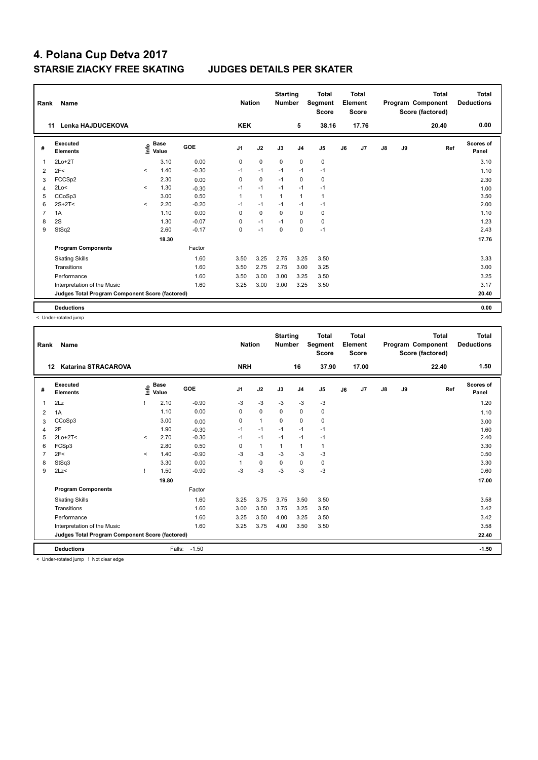# 4. Polana Cup Detva 2017

## STARSIE ZIACKY FREE SKATING JUDGES DETAILS PER SKATER

| Rank | Name | Nation | Starting Number | Total Segment Score | Total Element Score | Total Program Component Score (factored) | Total Deductions |
|---|---|---|---|---|---|---|---|
| 11 | Lenka HAJDUCEKOVA | KEK | 5 | 38.16 | 17.76 | 20.40 | 0.00 |

| # | Executed Elements | Info | Base Value | GOE | J1 | J2 | J3 | J4 | J5 | J6 | J7 | J8 | J9 | Ref | Scores of Panel |
|---|---|---|---|---|---|---|---|---|---|---|---|---|---|---|---|
| 1 | 2Lo+2T | | 3.10 | 0.00 | 0 | 0 | 0 | 0 | 0 | | | | | | 3.10 |
| 2 | 2F< | < | 1.40 | -0.30 | -1 | -1 | -1 | -1 | -1 | | | | | | 1.10 |
| 3 | FCCSp2 | | 2.30 | 0.00 | 0 | 0 | -1 | 0 | 0 | | | | | | 2.30 |
| 4 | 2Lo< | < | 1.30 | -0.30 | -1 | -1 | -1 | -1 | -1 | | | | | | 1.00 |
| 5 | CCoSp3 | | 3.00 | 0.50 | 1 | 1 | 1 | 1 | 1 | | | | | | 3.50 |
| 6 | 2S+2T< | < | 2.20 | -0.20 | -1 | -1 | -1 | -1 | -1 | | | | | | 2.00 |
| 7 | 1A | | 1.10 | 0.00 | 0 | 0 | 0 | 0 | 0 | | | | | | 1.10 |
| 8 | 2S | | 1.30 | -0.07 | 0 | -1 | -1 | 0 | 0 | | | | | | 1.23 |
| 9 | StSq2 | | 2.60 | -0.17 | 0 | -1 | 0 | 0 | -1 | | | | | | 2.43 |
| | | | 18.30 | | | | | | | | | | | | 17.76 |
| | **Program Components** | | | Factor | | | | | | | | | | | |
| | Skating Skills | | | 1.60 | 3.50 | 3.25 | 2.75 | 3.25 | 3.50 | | | | | | 3.33 |
| | Transitions | | | 1.60 | 3.50 | 2.75 | 2.75 | 3.00 | 3.25 | | | | | | 3.00 |
| | Performance | | | 1.60 | 3.50 | 3.00 | 3.00 | 3.25 | 3.50 | | | | | | 3.25 |
| | Interpretation of the Music | | | 1.60 | 3.25 | 3.00 | 3.00 | 3.25 | 3.50 | | | | | | 3.17 |
| | **Judges Total Program Component Score (factored)** | | | | | | | | | | | | | | 20.40 |
| | **Deductions** | | | | | | | | | | | | | | 0.00 |

< Under-rotated jump

| Rank | Name | Nation | Starting Number | Total Segment Score | Total Element Score | Total Program Component Score (factored) | Total Deductions |
|---|---|---|---|---|---|---|---|
| 12 | Katarina STRACAROVA | NRH | 16 | 37.90 | 17.00 | 22.40 | 1.50 |

| # | Executed Elements | Info | Base Value | GOE | J1 | J2 | J3 | J4 | J5 | J6 | J7 | J8 | J9 | Ref | Scores of Panel |
|---|---|---|---|---|---|---|---|---|---|---|---|---|---|---|---|
| 1 | 2Lz | ! | 2.10 | -0.90 | -3 | -3 | -3 | -3 | -3 | | | | | | 1.20 |
| 2 | 1A | | 1.10 | 0.00 | 0 | 0 | 0 | 0 | 0 | | | | | | 1.10 |
| 3 | CCoSp3 | | 3.00 | 0.00 | 0 | 1 | 0 | 0 | 0 | | | | | | 3.00 |
| 4 | 2F | | 1.90 | -0.30 | -1 | -1 | -1 | -1 | -1 | | | | | | 1.60 |
| 5 | 2Lo+2T< | < | 2.70 | -0.30 | -1 | -1 | -1 | -1 | -1 | | | | | | 2.40 |
| 6 | FCSp3 | | 2.80 | 0.50 | 0 | 1 | 1 | 1 | 1 | | | | | | 3.30 |
| 7 | 2F< | < | 1.40 | -0.90 | -3 | -3 | -3 | -3 | -3 | | | | | | 0.50 |
| 8 | StSq3 | | 3.30 | 0.00 | 1 | 0 | 0 | 0 | 0 | | | | | | 3.30 |
| 9 | 2Lz< | ! | 1.50 | -0.90 | -3 | -3 | -3 | -3 | -3 | | | | | | 0.60 |
| | | | 19.80 | | | | | | | | | | | | 17.00 |
| | **Program Components** | | | Factor | | | | | | | | | | | |
| | Skating Skills | | | 1.60 | 3.25 | 3.75 | 3.75 | 3.50 | 3.50 | | | | | | 3.58 |
| | Transitions | | | 1.60 | 3.00 | 3.50 | 3.75 | 3.25 | 3.50 | | | | | | 3.42 |
| | Performance | | | 1.60 | 3.25 | 3.50 | 4.00 | 3.25 | 3.50 | | | | | | 3.42 |
| | Interpretation of the Music | | | 1.60 | 3.25 | 3.75 | 4.00 | 3.50 | 3.50 | | | | | | 3.58 |
| | **Judges Total Program Component Score (factored)** | | | | | | | | | | | | | | 22.40 |
| | **Deductions** | | Falls: | -1.50 | | | | | | | | | | | -1.50 |

< Under-rotated jump ! Not clear edge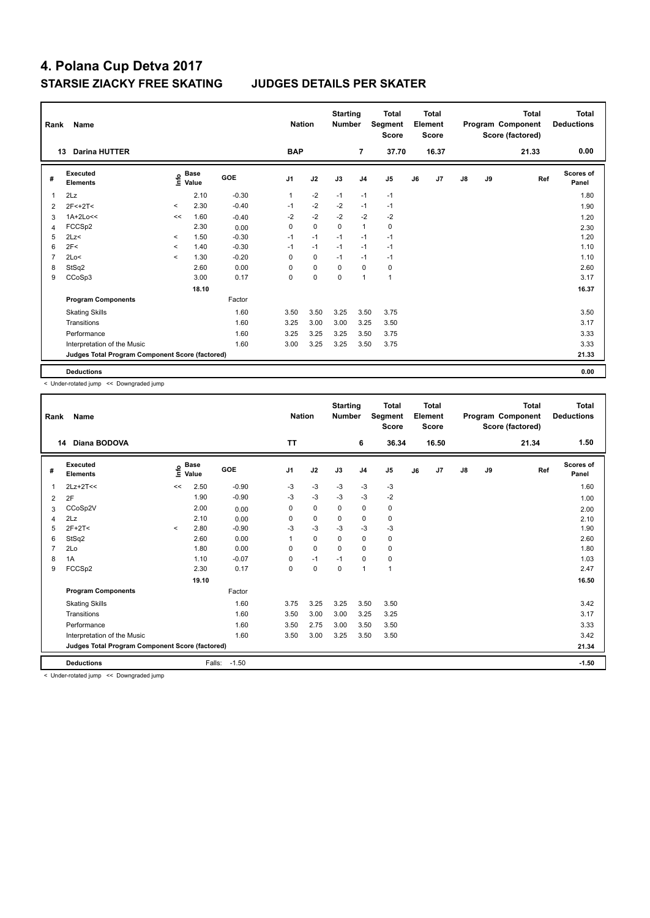# 4. Polana Cup Detva 2017

## STARSIE ZIACKY FREE SKATING JUDGES DETAILS PER SKATER

| Rank | Name | Nation | Starting Number | Total Segment Score | Total Element Score | Total Program Component Score (factored) | Total Deductions |
|---|---|---|---|---|---|---|---|
| 13 | Darina HUTTER | BAP | 7 | 37.70 | 16.37 | 21.33 | 0.00 |

| # | Executed Elements | Info | Base Value | GOE | J1 | J2 | J3 | J4 | J5 | J6 | J7 | J8 | J9 | Ref | Scores of Panel |
|---|---|---|---|---|---|---|---|---|---|---|---|---|---|---|---|
| 1 | 2Lz | | 2.10 | -0.30 | 1 | -2 | -1 | -1 | -1 | | | | | | 1.80 |
| 2 | 2F<+2T< | < | 2.30 | -0.40 | -1 | -2 | -2 | -1 | -1 | | | | | | 1.90 |
| 3 | 1A+2Lo<< | << | 1.60 | -0.40 | -2 | -2 | -2 | -2 | -2 | | | | | | 1.20 |
| 4 | FCCSp2 | | 2.30 | 0.00 | 0 | 0 | 0 | 1 | 0 | | | | | | 2.30 |
| 5 | 2Lz< | < | 1.50 | -0.30 | -1 | -1 | -1 | -1 | -1 | | | | | | 1.20 |
| 6 | 2F< | < | 1.40 | -0.30 | -1 | -1 | -1 | -1 | -1 | | | | | | 1.10 |
| 7 | 2Lo< | < | 1.30 | -0.20 | 0 | 0 | -1 | -1 | -1 | | | | | | 1.10 |
| 8 | StSq2 | | 2.60 | 0.00 | 0 | 0 | 0 | 0 | 0 | | | | | | 2.60 |
| 9 | CCoSp3 | | 3.00 | 0.17 | 0 | 0 | 0 | 1 | 1 | | | | | | 3.17 |
| | | | 18.10 | | | | | | | | | | | | 16.37 |
| | **Program Components** | | | Factor | | | | | | | | | | | |
| | Skating Skills | | | 1.60 | 3.50 | 3.50 | 3.25 | 3.50 | 3.75 | | | | | | 3.50 |
| | Transitions | | | 1.60 | 3.25 | 3.00 | 3.00 | 3.25 | 3.50 | | | | | | 3.17 |
| | Performance | | | 1.60 | 3.25 | 3.25 | 3.25 | 3.50 | 3.75 | | | | | | 3.33 |
| | Interpretation of the Music | | | 1.60 | 3.00 | 3.25 | 3.25 | 3.50 | 3.75 | | | | | | 3.33 |
| | **Judges Total Program Component Score (factored)** | | | | | | | | | | | | | | 21.33 |
| | **Deductions** | | | | | | | | | | | | | | 0.00 |

< Under-rotated jump << Downgraded jump

| Rank | Name | Nation | Starting Number | Total Segment Score | Total Element Score | Total Program Component Score (factored) | Total Deductions |
|---|---|---|---|---|---|---|---|
| 14 | Diana BODOVA | TT | 6 | 36.34 | 16.50 | 21.34 | 1.50 |

| # | Executed Elements | Info | Base Value | GOE | J1 | J2 | J3 | J4 | J5 | J6 | J7 | J8 | J9 | Ref | Scores of Panel |
|---|---|---|---|---|---|---|---|---|---|---|---|---|---|---|---|
| 1 | 2Lz+2T<< | << | 2.50 | -0.90 | -3 | -3 | -3 | -3 | -3 | | | | | | 1.60 |
| 2 | 2F | | 1.90 | -0.90 | -3 | -3 | -3 | -3 | -2 | | | | | | 1.00 |
| 3 | CCoSp2V | | 2.00 | 0.00 | 0 | 0 | 0 | 0 | 0 | | | | | | 2.00 |
| 4 | 2Lz | | 2.10 | 0.00 | 0 | 0 | 0 | 0 | 0 | | | | | | 2.10 |
| 5 | 2F+2T< | < | 2.80 | -0.90 | -3 | -3 | -3 | -3 | -3 | | | | | | 1.90 |
| 6 | StSq2 | | 2.60 | 0.00 | 1 | 0 | 0 | 0 | 0 | | | | | | 2.60 |
| 7 | 2Lo | | 1.80 | 0.00 | 0 | 0 | 0 | 0 | 0 | | | | | | 1.80 |
| 8 | 1A | | 1.10 | -0.07 | 0 | -1 | -1 | 0 | 0 | | | | | | 1.03 |
| 9 | FCCSp2 | | 2.30 | 0.17 | 0 | 0 | 0 | 1 | 1 | | | | | | 2.47 |
| | | | 19.10 | | | | | | | | | | | | 16.50 |
| | **Program Components** | | | Factor | | | | | | | | | | | |
| | Skating Skills | | | 1.60 | 3.75 | 3.25 | 3.25 | 3.50 | 3.50 | | | | | | 3.42 |
| | Transitions | | | 1.60 | 3.50 | 3.00 | 3.00 | 3.25 | 3.25 | | | | | | 3.17 |
| | Performance | | | 1.60 | 3.50 | 2.75 | 3.00 | 3.50 | 3.50 | | | | | | 3.33 |
| | Interpretation of the Music | | | 1.60 | 3.50 | 3.00 | 3.25 | 3.50 | 3.50 | | | | | | 3.42 |
| | **Judges Total Program Component Score (factored)** | | | | | | | | | | | | | | 21.34 |
| | **Deductions** | | Falls: | -1.50 | | | | | | | | | | | -1.50 |

< Under-rotated jump << Downgraded jump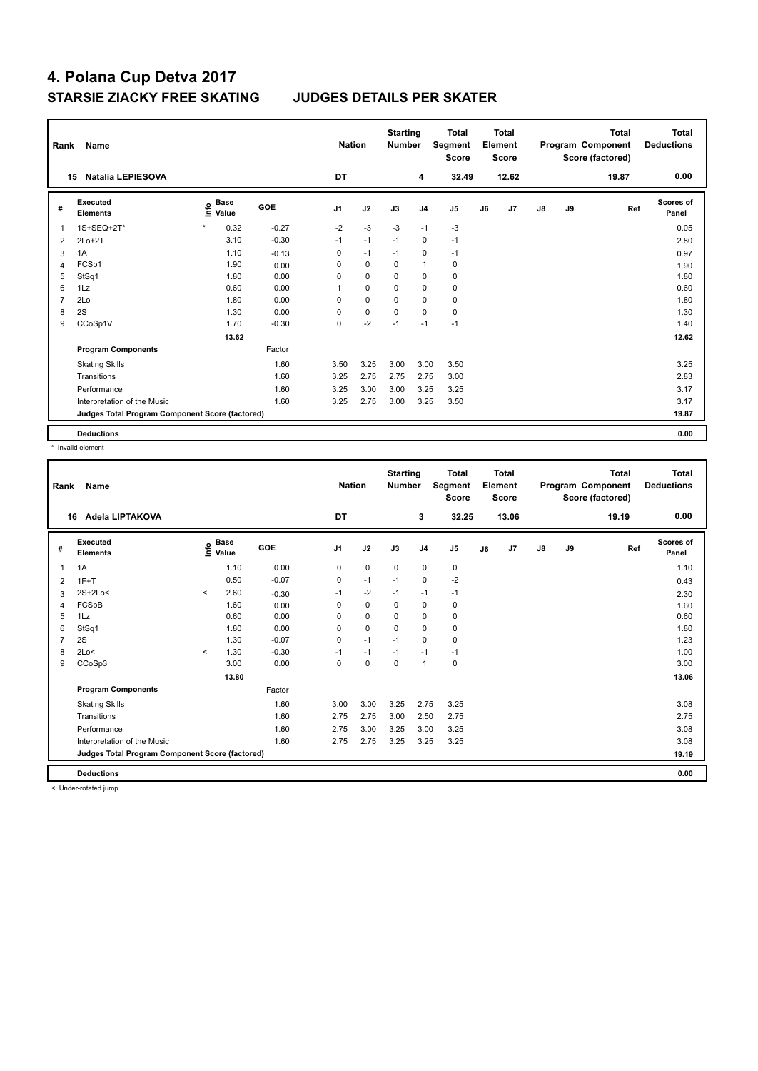# 4. Polana Cup Detva 2017

## STARSIE ZIACKY FREE SKATING JUDGES DETAILS PER SKATER

| Rank | Name | Nation | Starting Number | Total Segment Score | Total Element Score | Total Program Component Score (factored) | Total Deductions |
|---|---|---|---|---|---|---|---|
| 15 | Natalia LEPIESOVA | DT | 4 | 32.49 | 12.62 | 19.87 | 0.00 |

| # | Executed Elements | Info | Base Value | GOE | J1 | J2 | J3 | J4 | J5 | J6 | J7 | J8 | J9 | Ref | Scores of Panel |
|---|---|---|---|---|---|---|---|---|---|---|---|---|---|---|---|
| 1 | 1S+SEQ+2T* | * | 0.32 | -0.27 | -2 | -3 | -3 | -1 | -3 | | | | | | 0.05 |
| 2 | 2Lo+2T | | 3.10 | -0.30 | -1 | -1 | -1 | 0 | -1 | | | | | | 2.80 |
| 3 | 1A | | 1.10 | -0.13 | 0 | -1 | -1 | 0 | -1 | | | | | | 0.97 |
| 4 | FCSp1 | | 1.90 | 0.00 | 0 | 0 | 0 | 1 | 0 | | | | | | 1.90 |
| 5 | StSq1 | | 1.80 | 0.00 | 0 | 0 | 0 | 0 | 0 | | | | | | 1.80 |
| 6 | 1Lz | | 0.60 | 0.00 | 1 | 0 | 0 | 0 | 0 | | | | | | 0.60 |
| 7 | 2Lo | | 1.80 | 0.00 | 0 | 0 | 0 | 0 | 0 | | | | | | 1.80 |
| 8 | 2S | | 1.30 | 0.00 | 0 | 0 | 0 | 0 | 0 | | | | | | 1.30 |
| 9 | CCoSp1V | | 1.70 | -0.30 | 0 | -2 | -1 | -1 | -1 | | | | | | 1.40 |
| | | | 13.62 | | | | | | | | | | | | 12.62 |
| | **Program Components** | | | Factor | | | | | | | | | | | |
| | Skating Skills | | | 1.60 | 3.50 | 3.25 | 3.00 | 3.00 | 3.50 | | | | | | 3.25 |
| | Transitions | | | 1.60 | 3.25 | 2.75 | 2.75 | 2.75 | 3.00 | | | | | | 2.83 |
| | Performance | | | 1.60 | 3.25 | 3.00 | 3.00 | 3.25 | 3.25 | | | | | | 3.17 |
| | Interpretation of the Music | | | 1.60 | 3.25 | 2.75 | 3.00 | 3.25 | 3.50 | | | | | | 3.17 |
| | **Judges Total Program Component Score (factored)** | | | | | | | | | | | | | | 19.87 |
| | **Deductions** | | | | | | | | | | | | | | 0.00 |

\* Invalid element

| Rank | Name | Nation | Starting Number | Total Segment Score | Total Element Score | Total Program Component Score (factored) | Total Deductions |
|---|---|---|---|---|---|---|---|
| 16 | Adela LIPTAKOVA | DT | 3 | 32.25 | 13.06 | 19.19 | 0.00 |

| # | Executed Elements | Info | Base Value | GOE | J1 | J2 | J3 | J4 | J5 | J6 | J7 | J8 | J9 | Ref | Scores of Panel |
|---|---|---|---|---|---|---|---|---|---|---|---|---|---|---|---|
| 1 | 1A | | 1.10 | 0.00 | 0 | 0 | 0 | 0 | 0 | | | | | | 1.10 |
| 2 | 1F+T | | 0.50 | -0.07 | 0 | -1 | -1 | 0 | -2 | | | | | | 0.43 |
| 3 | 2S+2Lo< | < | 2.60 | -0.30 | -1 | -2 | -1 | -1 | -1 | | | | | | 2.30 |
| 4 | FCSpB | | 1.60 | 0.00 | 0 | 0 | 0 | 0 | 0 | | | | | | 1.60 |
| 5 | 1Lz | | 0.60 | 0.00 | 0 | 0 | 0 | 0 | 0 | | | | | | 0.60 |
| 6 | StSq1 | | 1.80 | 0.00 | 0 | 0 | 0 | 0 | 0 | | | | | | 1.80 |
| 7 | 2S | | 1.30 | -0.07 | 0 | -1 | -1 | 0 | 0 | | | | | | 1.23 |
| 8 | 2Lo< | < | 1.30 | -0.30 | -1 | -1 | -1 | -1 | -1 | | | | | | 1.00 |
| 9 | CCoSp3 | | 3.00 | 0.00 | 0 | 0 | 0 | 1 | 0 | | | | | | 3.00 |
| | | | 13.80 | | | | | | | | | | | | 13.06 |
| | **Program Components** | | | Factor | | | | | | | | | | | |
| | Skating Skills | | | 1.60 | 3.00 | 3.00 | 3.25 | 2.75 | 3.25 | | | | | | 3.08 |
| | Transitions | | | 1.60 | 2.75 | 2.75 | 3.00 | 2.50 | 2.75 | | | | | | 2.75 |
| | Performance | | | 1.60 | 2.75 | 3.00 | 3.25 | 3.00 | 3.25 | | | | | | 3.08 |
| | Interpretation of the Music | | | 1.60 | 2.75 | 2.75 | 3.25 | 3.25 | 3.25 | | | | | | 3.08 |
| | **Judges Total Program Component Score (factored)** | | | | | | | | | | | | | | 19.19 |
| | **Deductions** | | | | | | | | | | | | | | 0.00 |

< Under-rotated jump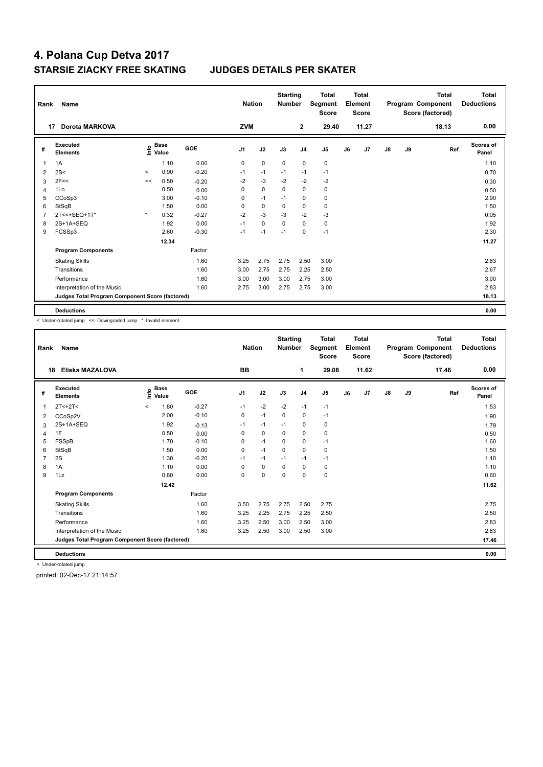# 4. Polana Cup Detva 2017

## STARSIE ZIACKY FREE SKATING JUDGES DETAILS PER SKATER

| Rank | Name | Nation | Starting Number | Total Segment Score | Total Element Score | Total Program Component Score (factored) | Total Deductions |
|---|---|---|---|---|---|---|---|
| 17 | Dorota MARKOVA | ZVM | 2 | 29.40 | 11.27 | 18.13 | 0.00 |

| # | Executed Elements | Info | Base Value | GOE | J1 | J2 | J3 | J4 | J5 | J6 | J7 | J8 | J9 | Ref | Scores of Panel |
|---|---|---|---|---|---|---|---|---|---|---|---|---|---|---|---|
| 1 | 1A | | 1.10 | 0.00 | 0 | 0 | 0 | 0 | 0 | | | | | | 1.10 |
| 2 | 2S< | < | 0.90 | -0.20 | -1 | -1 | -1 | -1 | -1 | | | | | | 0.70 |
| 3 | 2F<< | << | 0.50 | -0.20 | -2 | -3 | -2 | -2 | -2 | | | | | | 0.30 |
| 4 | 1Lo | | 0.50 | 0.00 | 0 | 0 | 0 | 0 | 0 | | | | | | 0.50 |
| 5 | CCoSp3 | | 3.00 | -0.10 | 0 | -1 | -1 | 0 | 0 | | | | | | 2.90 |
| 6 | StSqB | | 1.50 | 0.00 | 0 | 0 | 0 | 0 | 0 | | | | | | 1.50 |
| 7 | 2T<<+SEQ+1T* | * | 0.32 | -0.27 | -2 | -3 | -3 | -2 | -3 | | | | | | 0.05 |
| 8 | 2S+1A+SEQ | | 1.92 | 0.00 | -1 | 0 | 0 | 0 | 0 | | | | | | 1.92 |
| 9 | FCSSp3 | | 2.60 | -0.30 | -1 | -1 | -1 | 0 | -1 | | | | | | 2.30 |
| | | | 12.34 | | | | | | | | | | | | 11.27 |
| | **Program Components** | | | Factor | | | | | | | | | | | |
| | Skating Skills | | | 1.60 | 3.25 | 2.75 | 2.75 | 2.50 | 3.00 | | | | | | 2.83 |
| | Transitions | | | 1.60 | 3.00 | 2.75 | 2.75 | 2.25 | 2.50 | | | | | | 2.67 |
| | Performance | | | 1.60 | 3.00 | 3.00 | 3.00 | 2.75 | 3.00 | | | | | | 3.00 |
| | Interpretation of the Music | | | 1.60 | 2.75 | 3.00 | 2.75 | 2.75 | 3.00 | | | | | | 2.83 |
| | **Judges Total Program Component Score (factored)** | | | | | | | | | | | | | | 18.13 |
| | **Deductions** | | | | | | | | | | | | | | 0.00 |

< Under-rotated jump << Downgraded jump * Invalid element

| Rank | Name | Nation | Starting Number | Total Segment Score | Total Element Score | Total Program Component Score (factored) | Total Deductions |
|---|---|---|---|---|---|---|---|
| 18 | Eliska MAZALOVA | BB | 1 | 29.08 | 11.62 | 17.46 | 0.00 |

| # | Executed Elements | Info | Base Value | GOE | J1 | J2 | J3 | J4 | J5 | J6 | J7 | J8 | J9 | Ref | Scores of Panel |
|---|---|---|---|---|---|---|---|---|---|---|---|---|---|---|---|
| 1 | 2T<+2T< | < | 1.80 | -0.27 | -1 | -2 | -2 | -1 | -1 | | | | | | 1.53 |
| 2 | CCoSp2V | | 2.00 | -0.10 | 0 | -1 | 0 | 0 | -1 | | | | | | 1.90 |
| 3 | 2S+1A+SEQ | | 1.92 | -0.13 | -1 | -1 | -1 | 0 | 0 | | | | | | 1.79 |
| 4 | 1F | | 0.50 | 0.00 | 0 | 0 | 0 | 0 | 0 | | | | | | 0.50 |
| 5 | FSSpB | | 1.70 | -0.10 | 0 | -1 | 0 | 0 | -1 | | | | | | 1.60 |
| 6 | StSqB | | 1.50 | 0.00 | 0 | -1 | 0 | 0 | 0 | | | | | | 1.50 |
| 7 | 2S | | 1.30 | -0.20 | -1 | -1 | -1 | -1 | -1 | | | | | | 1.10 |
| 8 | 1A | | 1.10 | 0.00 | 0 | 0 | 0 | 0 | 0 | | | | | | 1.10 |
| 9 | 1Lz | | 0.60 | 0.00 | 0 | 0 | 0 | 0 | 0 | | | | | | 0.60 |
| | | | 12.42 | | | | | | | | | | | | 11.62 |
| | **Program Components** | | | Factor | | | | | | | | | | | |
| | Skating Skills | | | 1.60 | 3.50 | 2.75 | 2.75 | 2.50 | 2.75 | | | | | | 2.75 |
| | Transitions | | | 1.60 | 3.25 | 2.25 | 2.75 | 2.25 | 2.50 | | | | | | 2.50 |
| | Performance | | | 1.60 | 3.25 | 2.50 | 3.00 | 2.50 | 3.00 | | | | | | 2.83 |
| | Interpretation of the Music | | | 1.60 | 3.25 | 2.50 | 3.00 | 2.50 | 3.00 | | | | | | 2.83 |
| | **Judges Total Program Component Score (factored)** | | | | | | | | | | | | | | 17.46 |
| | **Deductions** | | | | | | | | | | | | | | 0.00 |

< Under-rotated jump

printed: 02-Dec-17 21:14:57